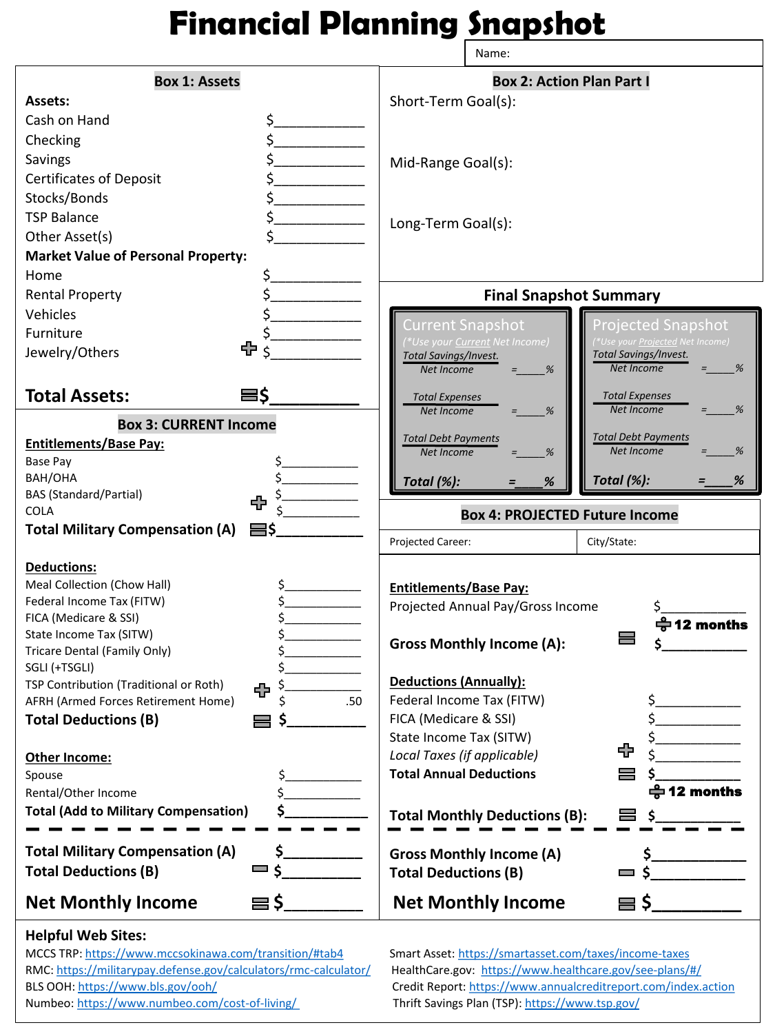# Financial Planning Snapshot

Name:

## Box 1: Assets

**Assets:**

| Item | Amount |
|---|---|
| Cash on Hand | $____________ |
| Checking | $____________ |
| Savings | $____________ |
| Certificates of Deposit | $____________ |
| Stocks/Bonds | $____________ |
| TSP Balance | $____________ |
| Other Asset(s) | $____________ |

**Market Value of Personal Property:**

| Item | Amount |
|---|---|
| Home | $____________ |
| Rental Property | $____________ |
| Vehicles | $____________ |
| Furniture | $____________ |
| Jewelry/Others | + $____________ |

**Total Assets:** = $__________

## Box 2: Action Plan Part I

Short-Term Goal(s):

Mid-Range Goal(s):

Long-Term Goal(s):

## Final Snapshot Summary

**Current Snapshot**
(*Use your *Current* Net Income)

- Total Savings/Invest. / Net Income = _____%
- Total Expenses / Net Income = _____%
- Total Debt Payments / Net Income = _____%
- **Total (%): = ____%**

**Projected Snapshot**
(*Use your *Projected* Net Income)

- Total Savings/Invest. / Net Income = _____%
- Total Expenses / Net Income = _____%
- Total Debt Payments / Net Income = _____%
- **Total (%): = ____%**

## Box 3: CURRENT Income

**Entitlements/Base Pay:**

| Item | Amount |
|---|---|
| Base Pay | $___________ |
| BAH/OHA | $___________ |
| BAS (Standard/Partial) | $___________ |
| COLA | + $___________ |
| **Total Military Compensation (A)** | = $___________ |

**Deductions:**

| Item | Amount |
|---|---|
| Meal Collection (Chow Hall) | $___________ |
| Federal Income Tax (FITW) | $___________ |
| FICA (Medicare & SSI) | $___________ |
| State Income Tax (SITW) | $___________ |
| Tricare Dental (Family Only) | $___________ |
| SGLI (+TSGLI) | $___________ |
| TSP Contribution (Traditional or Roth) | + $___________ |
| AFRH (Armed Forces Retirement Home) | $ .50 |
| **Total Deductions (B)** | = $__________ |

**Other Income:**

| Item | Amount |
|---|---|
| Spouse | $___________ |
| Rental/Other Income | $___________ |
| **Total (Add to Military Compensation)** | $___________ |

| | |
|---|---|
| **Total Military Compensation (A)** | $__________ |
| **Total Deductions (B)** | − $__________ |
| **Net Monthly Income** | = $__________ |

## Box 4: PROJECTED Future Income

Projected Career: | City/State:

**Entitlements/Base Pay:**

| Item | Amount |
|---|---|
| Projected Annual Pay/Gross Income | $___________ ÷ 12 months |
| **Gross Monthly Income (A):** | = $___________ |

**Deductions (Annually):**

| Item | Amount |
|---|---|
| Federal Income Tax (FITW) | $____________ |
| FICA (Medicare & SSI) | $____________ |
| State Income Tax (SITW) | $____________ |
| *Local Taxes (if applicable)* | + $____________ |
| **Total Annual Deductions** | = $___________ ÷ 12 months |
| **Total Monthly Deductions (B):** | = $___________ |

| | |
|---|---|
| **Gross Monthly Income (A)** | $____________ |
| **Total Deductions (B)** | − $____________ |
| **Net Monthly Income** | = $__________ |

**Helpful Web Sites:**

- MCCS TRP: https://www.mccsokinawa.com/transition/#tab4
- RMC: https://militarypay.defense.gov/calculators/rmc-calculator/
- BLS OOH: https://www.bls.gov/ooh/
- Numbeo: https://www.numbeo.com/cost-of-living/
- Smart Asset: https://smartasset.com/taxes/income-taxes
- HealthCare.gov: https://www.healthcare.gov/see-plans/#/
- Credit Report: https://www.annualcreditreport.com/index.action
- Thrift Savings Plan (TSP): https://www.tsp.gov/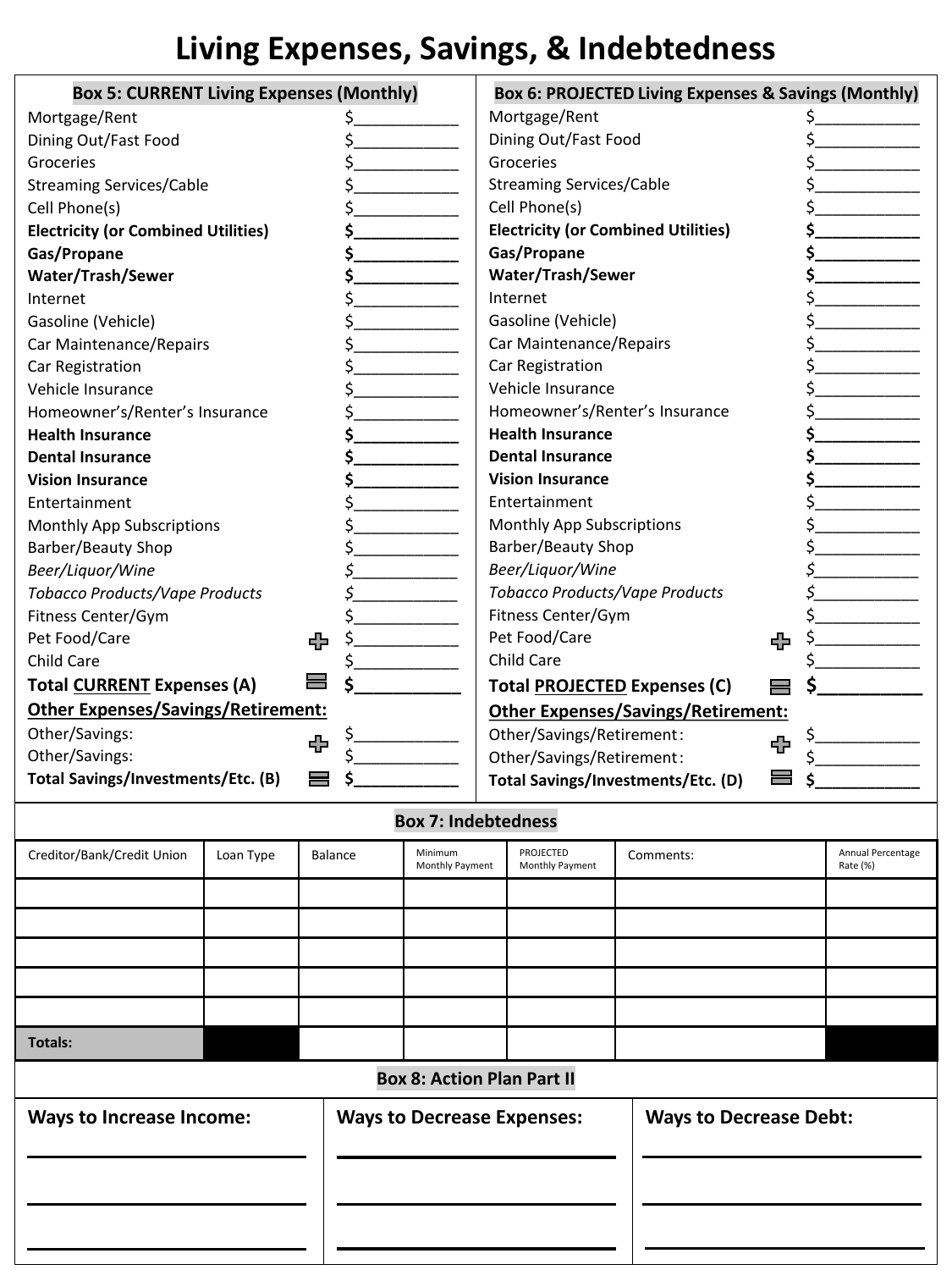# Living Expenses, Savings, & Indebtedness

## Box 5: CURRENT Living Expenses (Monthly)

| | |
|---|---|
| Mortgage/Rent | $___________ |
| Dining Out/Fast Food | $___________ |
| Groceries | $___________ |
| Streaming Services/Cable | $___________ |
| Cell Phone(s) | $___________ |
| **Electricity (or Combined Utilities)** | $___________ |
| **Gas/Propane** | $___________ |
| **Water/Trash/Sewer** | $___________ |
| Internet | $___________ |
| Gasoline (Vehicle) | $___________ |
| Car Maintenance/Repairs | $___________ |
| Car Registration | $___________ |
| Vehicle Insurance | $___________ |
| Homeowner's/Renter's Insurance | $___________ |
| **Health Insurance** | $___________ |
| **Dental Insurance** | $___________ |
| **Vision Insurance** | $___________ |
| Entertainment | $___________ |
| Monthly App Subscriptions | $___________ |
| Barber/Beauty Shop | $___________ |
| *Beer/Liquor/Wine* | $___________ |
| *Tobacco Products/Vape Products* | $___________ |
| Fitness Center/Gym | $___________ |
| Pet Food/Care (+) | $___________ |
| Child Care | $___________ |
| **Total CURRENT Expenses (A)** (=) | $___________ |

**Other Expenses/Savings/Retirement:**

| | |
|---|---|
| Other/Savings: | $___________ |
| Other/Savings: (+) | $___________ |
| **Total Savings/Investments/Etc. (B)** (=) | $___________ |

## Box 6: PROJECTED Living Expenses & Savings (Monthly)

| | |
|---|---|
| Mortgage/Rent | $___________ |
| Dining Out/Fast Food | $___________ |
| Groceries | $___________ |
| Streaming Services/Cable | $___________ |
| Cell Phone(s) | $___________ |
| **Electricity (or Combined Utilities)** | $___________ |
| **Gas/Propane** | $___________ |
| **Water/Trash/Sewer** | $___________ |
| Internet | $___________ |
| Gasoline (Vehicle) | $___________ |
| Car Maintenance/Repairs | $___________ |
| Car Registration | $___________ |
| Vehicle Insurance | $___________ |
| Homeowner's/Renter's Insurance | $___________ |
| **Health Insurance** | $___________ |
| **Dental Insurance** | $___________ |
| **Vision Insurance** | $___________ |
| Entertainment | $___________ |
| Monthly App Subscriptions | $___________ |
| Barber/Beauty Shop | $___________ |
| *Beer/Liquor/Wine* | $___________ |
| *Tobacco Products/Vape Products* | $___________ |
| Fitness Center/Gym | $___________ |
| Pet Food/Care (+) | $___________ |
| Child Care | $___________ |
| **Total PROJECTED Expenses (C)** (=) | $___________ |

**Other Expenses/Savings/Retirement:**

| | |
|---|---|
| Other/Savings/Retirement: | $___________ |
| Other/Savings/Retirement: (+) | $___________ |
| **Total Savings/Investments/Etc. (D)** (=) | $___________ |

## Box 7: Indebtedness

| Creditor/Bank/Credit Union | Loan Type | Balance | Minimum Monthly Payment | PROJECTED Monthly Payment | Comments: | Annual Percentage Rate (%) |
|---|---|---|---|---|---|---|
| | | | | | | |
| | | | | | | |
| | | | | | | |
| | | | | | | |
| | | | | | | |
| **Totals:** | | | | | | |

## Box 8: Action Plan Part II

**Ways to Increase Income:**

___________________________

___________________________

___________________________

**Ways to Decrease Expenses:**

___________________________

___________________________

___________________________

**Ways to Decrease Debt:**

___________________________

___________________________

___________________________